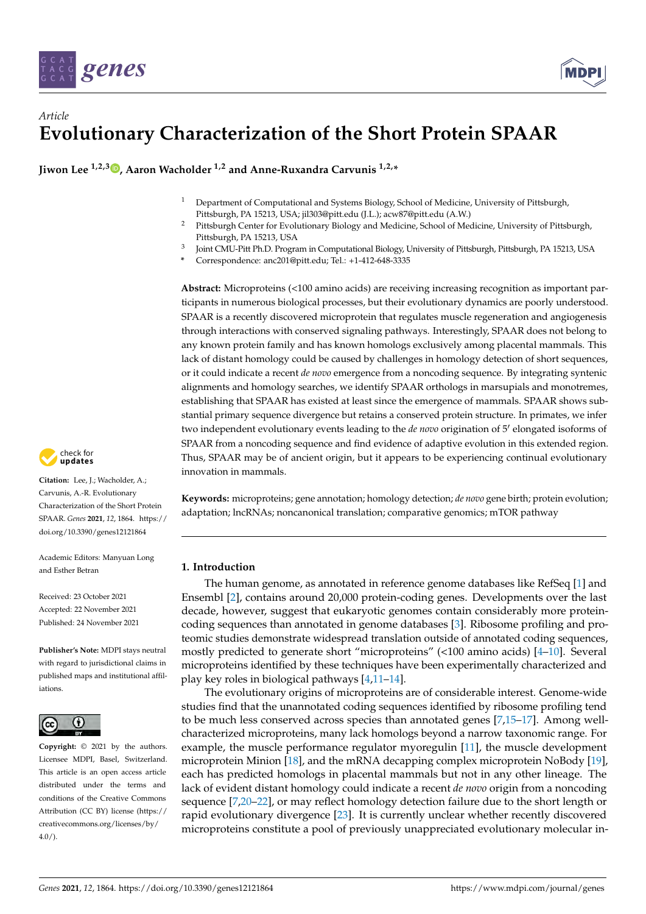Article

# Evolutionary Characterization of the Short Protein SPAAR

**Jiwon Lee [1,2,3], Aaron Wacholder [1,2] and Anne-Ruxandra Carvunis [1,2,*]**

[1] Department of Computational and Systems Biology, School of Medicine, University of Pittsburgh, Pittsburgh, PA 15213, USA; jil303@pitt.edu (J.L.); acw87@pitt.edu (A.W.)
[2] Pittsburgh Center for Evolutionary Biology and Medicine, School of Medicine, University of Pittsburgh, Pittsburgh, PA 15213, USA
[3] Joint CMU-Pitt Ph.D. Program in Computational Biology, University of Pittsburgh, Pittsburgh, PA 15213, USA
* Correspondence: anc201@pitt.edu; Tel.: +1-412-648-3335

**Abstract:** Microproteins (<100 amino acids) are receiving increasing recognition as important participants in numerous biological processes, but their evolutionary dynamics are poorly understood. SPAAR is a recently discovered microprotein that regulates muscle regeneration and angiogenesis through interactions with conserved signaling pathways. Interestingly, SPAAR does not belong to any known protein family and has known homologs exclusively among placental mammals. This lack of distant homology could be caused by challenges in homology detection of short sequences, or it could indicate a recent *de novo* emergence from a noncoding sequence. By integrating syntenic alignments and homology searches, we identify SPAAR orthologs in marsupials and monotremes, establishing that SPAAR has existed at least since the emergence of mammals. SPAAR shows substantial primary sequence divergence but retains a conserved protein structure. In primates, we infer two independent evolutionary events leading to the *de novo* origination of 5′ elongated isoforms of SPAAR from a noncoding sequence and find evidence of adaptive evolution in this extended region. Thus, SPAAR may be of ancient origin, but it appears to be experiencing continual evolutionary innovation in mammals.

**Keywords:** microproteins; gene annotation; homology detection; *de novo* gene birth; protein evolution; adaptation; lncRNAs; noncanonical translation; comparative genomics; mTOR pathway

**Citation:** Lee, J.; Wacholder, A.; Carvunis, A.-R. Evolutionary Characterization of the Short Protein SPAAR. *Genes* **2021**, *12*, 1864. https://doi.org/10.3390/genes12121864

Academic Editors: Manyuan Long and Esther Betran

Received: 23 October 2021
Accepted: 22 November 2021
Published: 24 November 2021

**Publisher's Note:** MDPI stays neutral with regard to jurisdictional claims in published maps and institutional affiliations.

**Copyright:** © 2021 by the authors. Licensee MDPI, Basel, Switzerland. This article is an open access article distributed under the terms and conditions of the Creative Commons Attribution (CC BY) license (https://creativecommons.org/licenses/by/4.0/).

## 1. Introduction

The human genome, as annotated in reference genome databases like RefSeq [1] and Ensembl [2], contains around 20,000 protein-coding genes. Developments over the last decade, however, suggest that eukaryotic genomes contain considerably more protein-coding sequences than annotated in genome databases [3]. Ribosome profiling and proteomic studies demonstrate widespread translation outside of annotated coding sequences, mostly predicted to generate short "microproteins" (<100 amino acids) [4–10]. Several microproteins identified by these techniques have been experimentally characterized and play key roles in biological pathways [4,11–14].

The evolutionary origins of microproteins are of considerable interest. Genome-wide studies find that the unannotated coding sequences identified by ribosome profiling tend to be much less conserved across species than annotated genes [7,15–17]. Among well-characterized microproteins, many lack homologs beyond a narrow taxonomic range. For example, the muscle performance regulator myoregulin [11], the muscle development microprotein Minion [18], and the mRNA decapping complex microprotein NoBody [19], each has predicted homologs in placental mammals but not in any other lineage. The lack of evident distant homology could indicate a recent *de novo* origin from a noncoding sequence [7,20–22], or may reflect homology detection failure due to the short length or rapid evolutionary divergence [23]. It is currently unclear whether recently discovered microproteins constitute a pool of previously unappreciated evolutionary molecular in-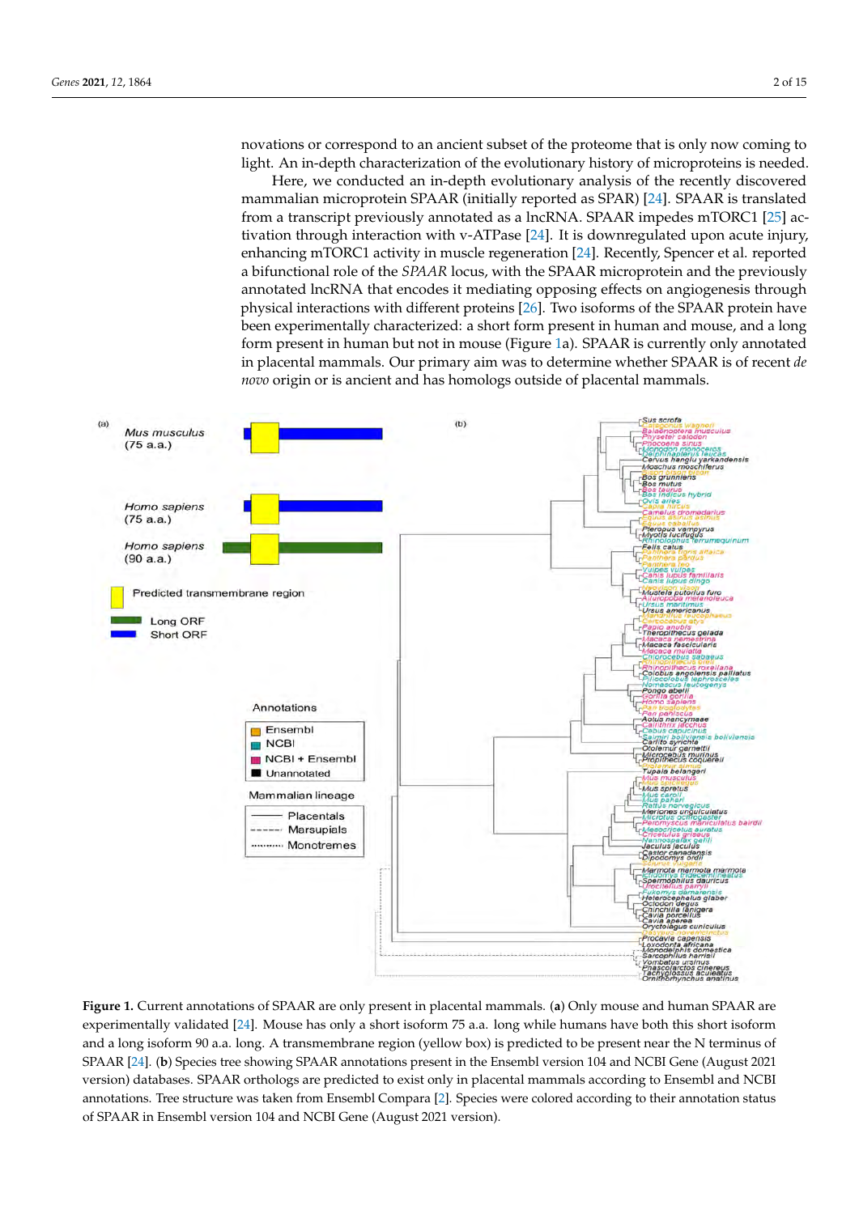novations or correspond to an ancient subset of the proteome that is only now coming to light. An in-depth characterization of the evolutionary history of microproteins is needed.

Here, we conducted an in-depth evolutionary analysis of the recently discovered mammalian microprotein SPAAR (initially reported as SPAR) [24]. SPAAR is translated from a transcript previously annotated as a lncRNA. SPAAR impedes mTORC1 [25] activation through interaction with v-ATPase [24]. It is downregulated upon acute injury, enhancing mTORC1 activity in muscle regeneration [24]. Recently, Spencer et al. reported a bifunctional role of the *SPAAR* locus, with the SPAAR microprotein and the previously annotated lncRNA that encodes it mediating opposing effects on angiogenesis through physical interactions with different proteins [26]. Two isoforms of the SPAAR protein have been experimentally characterized: a short form present in human and mouse, and a long form present in human but not in mouse (Figure 1a). SPAAR is currently only annotated in placental mammals. Our primary aim was to determine whether SPAAR is of recent *de novo* origin or is ancient and has homologs outside of placental mammals.

**Figure 1.** Current annotations of SPAAR are only present in placental mammals. (**a**) Only mouse and human SPAAR are experimentally validated [24]. Mouse has only a short isoform 75 a.a. long while humans have both this short isoform and a long isoform 90 a.a. long. A transmembrane region (yellow box) is predicted to be present near the N terminus of SPAAR [24]. (**b**) Species tree showing SPAAR annotations present in the Ensembl version 104 and NCBI Gene (August 2021 version) databases. SPAAR orthologs are predicted to exist only in placental mammals according to Ensembl and NCBI annotations. Tree structure was taken from Ensembl Compara [2]. Species were colored according to their annotation status of SPAAR in Ensembl version 104 and NCBI Gene (August 2021 version).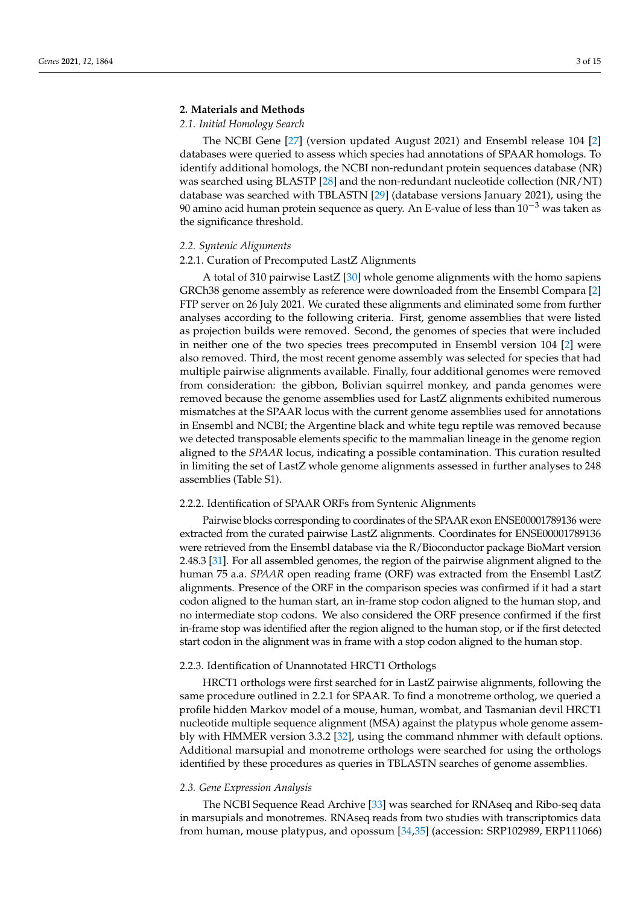## 2. Materials and Methods

### 2.1. Initial Homology Search

The NCBI Gene [27] (version updated August 2021) and Ensembl release 104 [2] databases were queried to assess which species had annotations of SPAAR homologs. To identify additional homologs, the NCBI non-redundant protein sequences database (NR) was searched using BLASTP [28] and the non-redundant nucleotide collection (NR/NT) database was searched with TBLASTN [29] (database versions January 2021), using the 90 amino acid human protein sequence as query. An E-value of less than $10^{-3}$ was taken as the significance threshold.

### 2.2. Syntenic Alignments

#### 2.2.1. Curation of Precomputed LastZ Alignments

A total of 310 pairwise LastZ [30] whole genome alignments with the homo sapiens GRCh38 genome assembly as reference were downloaded from the Ensembl Compara [2] FTP server on 26 July 2021. We curated these alignments and eliminated some from further analyses according to the following criteria. First, genome assemblies that were listed as projection builds were removed. Second, the genomes of species that were included in neither one of the two species trees precomputed in Ensembl version 104 [2] were also removed. Third, the most recent genome assembly was selected for species that had multiple pairwise alignments available. Finally, four additional genomes were removed from consideration: the gibbon, Bolivian squirrel monkey, and panda genomes were removed because the genome assemblies used for LastZ alignments exhibited numerous mismatches at the SPAAR locus with the current genome assemblies used for annotations in Ensembl and NCBI; the Argentine black and white tegu reptile was removed because we detected transposable elements specific to the mammalian lineage in the genome region aligned to the *SPAAR* locus, indicating a possible contamination. This curation resulted in limiting the set of LastZ whole genome alignments assessed in further analyses to 248 assemblies (Table S1).

#### 2.2.2. Identification of SPAAR ORFs from Syntenic Alignments

Pairwise blocks corresponding to coordinates of the SPAAR exon ENSE00001789136 were extracted from the curated pairwise LastZ alignments. Coordinates for ENSE00001789136 were retrieved from the Ensembl database via the R/Bioconductor package BioMart version 2.48.3 [31]. For all assembled genomes, the region of the pairwise alignment aligned to the human 75 a.a. *SPAAR* open reading frame (ORF) was extracted from the Ensembl LastZ alignments. Presence of the ORF in the comparison species was confirmed if it had a start codon aligned to the human start, an in-frame stop codon aligned to the human stop, and no intermediate stop codons. We also considered the ORF presence confirmed if the first in-frame stop was identified after the region aligned to the human stop, or if the first detected start codon in the alignment was in frame with a stop codon aligned to the human stop.

#### 2.2.3. Identification of Unannotated HRCT1 Orthologs

HRCT1 orthologs were first searched for in LastZ pairwise alignments, following the same procedure outlined in 2.2.1 for SPAAR. To find a monotreme ortholog, we queried a profile hidden Markov model of a mouse, human, wombat, and Tasmanian devil HRCT1 nucleotide multiple sequence alignment (MSA) against the platypus whole genome assembly with HMMER version 3.3.2 [32], using the command nhmmer with default options. Additional marsupial and monotreme orthologs were searched for using the orthologs identified by these procedures as queries in TBLASTN searches of genome assemblies.

### 2.3. Gene Expression Analysis

The NCBI Sequence Read Archive [33] was searched for RNAseq and Ribo-seq data in marsupials and monotremes. RNAseq reads from two studies with transcriptomics data from human, mouse platypus, and opossum [34,35] (accession: SRP102989, ERP111066)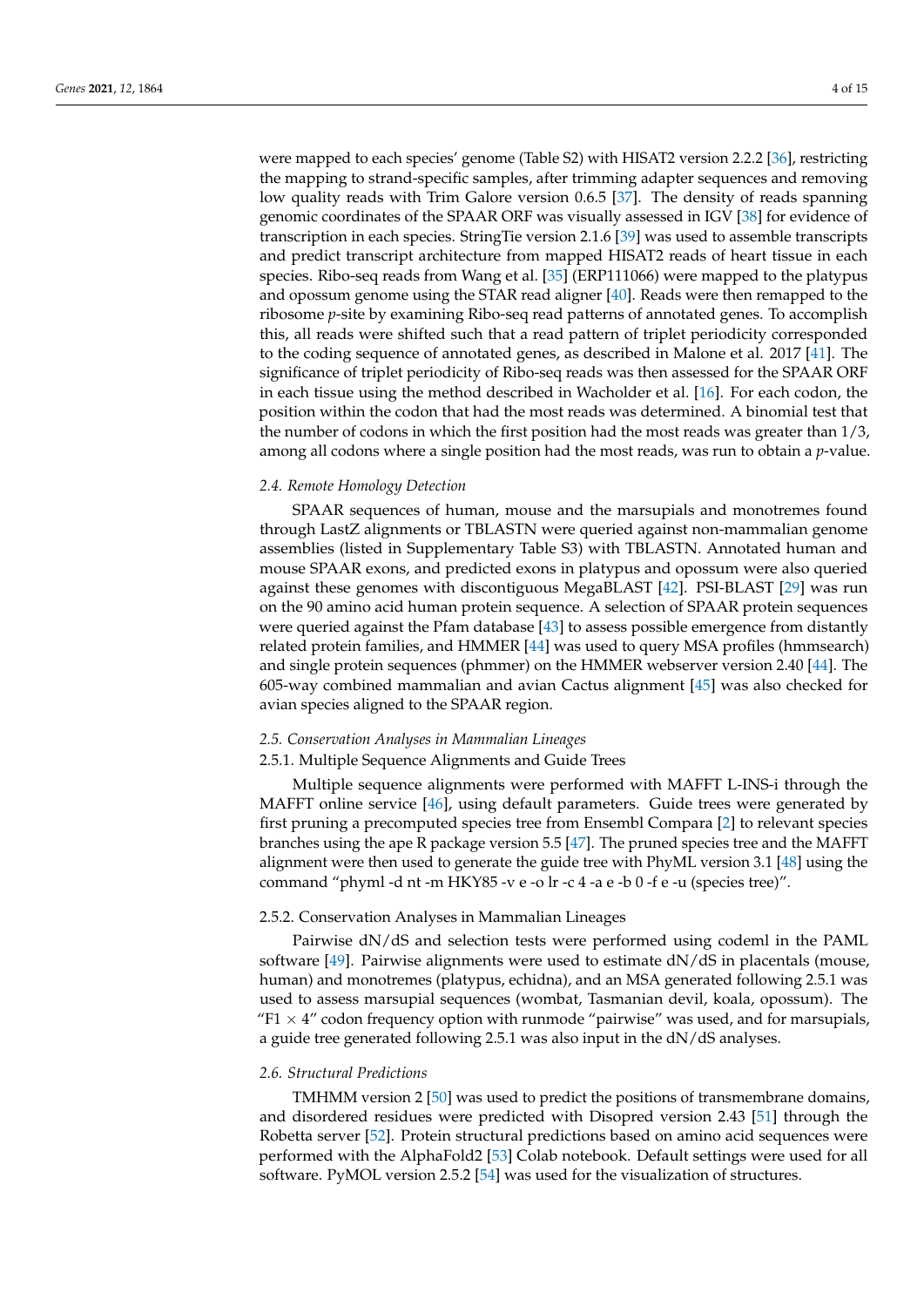were mapped to each species' genome (Table S2) with HISAT2 version 2.2.2 [36], restricting the mapping to strand-specific samples, after trimming adapter sequences and removing low quality reads with Trim Galore version 0.6.5 [37]. The density of reads spanning genomic coordinates of the SPAAR ORF was visually assessed in IGV [38] for evidence of transcription in each species. StringTie version 2.1.6 [39] was used to assemble transcripts and predict transcript architecture from mapped HISAT2 reads of heart tissue in each species. Ribo-seq reads from Wang et al. [35] (ERP111066) were mapped to the platypus and opossum genome using the STAR read aligner [40]. Reads were then remapped to the ribosome *p*-site by examining Ribo-seq read patterns of annotated genes. To accomplish this, all reads were shifted such that a read pattern of triplet periodicity corresponded to the coding sequence of annotated genes, as described in Malone et al. 2017 [41]. The significance of triplet periodicity of Ribo-seq reads was then assessed for the SPAAR ORF in each tissue using the method described in Wacholder et al. [16]. For each codon, the position within the codon that had the most reads was determined. A binomial test that the number of codons in which the first position had the most reads was greater than 1/3, among all codons where a single position had the most reads, was run to obtain a *p*-value.

### 2.4. Remote Homology Detection

SPAAR sequences of human, mouse and the marsupials and monotremes found through LastZ alignments or TBLASTN were queried against non-mammalian genome assemblies (listed in Supplementary Table S3) with TBLASTN. Annotated human and mouse SPAAR exons, and predicted exons in platypus and opossum were also queried against these genomes with discontiguous MegaBLAST [42]. PSI-BLAST [29] was run on the 90 amino acid human protein sequence. A selection of SPAAR protein sequences were queried against the Pfam database [43] to assess possible emergence from distantly related protein families, and HMMER [44] was used to query MSA profiles (hmmsearch) and single protein sequences (phmmer) on the HMMER webserver version 2.40 [44]. The 605-way combined mammalian and avian Cactus alignment [45] was also checked for avian species aligned to the SPAAR region.

### 2.5. Conservation Analyses in Mammalian Lineages

#### 2.5.1. Multiple Sequence Alignments and Guide Trees

Multiple sequence alignments were performed with MAFFT L-INS-i through the MAFFT online service [46], using default parameters. Guide trees were generated by first pruning a precomputed species tree from Ensembl Compara [2] to relevant species branches using the ape R package version 5.5 [47]. The pruned species tree and the MAFFT alignment were then used to generate the guide tree with PhyML version 3.1 [48] using the command "phyml -d nt -m HKY85 -v e -o lr -c 4 -a e -b 0 -f e -u (species tree)".

#### 2.5.2. Conservation Analyses in Mammalian Lineages

Pairwise dN/dS and selection tests were performed using codeml in the PAML software [49]. Pairwise alignments were used to estimate dN/dS in placentals (mouse, human) and monotremes (platypus, echidna), and an MSA generated following 2.5.1 was used to assess marsupial sequences (wombat, Tasmanian devil, koala, opossum). The "F1 × 4" codon frequency option with runmode "pairwise" was used, and for marsupials, a guide tree generated following 2.5.1 was also input in the dN/dS analyses.

### 2.6. Structural Predictions

TMHMM version 2 [50] was used to predict the positions of transmembrane domains, and disordered residues were predicted with Disopred version 2.43 [51] through the Robetta server [52]. Protein structural predictions based on amino acid sequences were performed with the AlphaFold2 [53] Colab notebook. Default settings were used for all software. PyMOL version 2.5.2 [54] was used for the visualization of structures.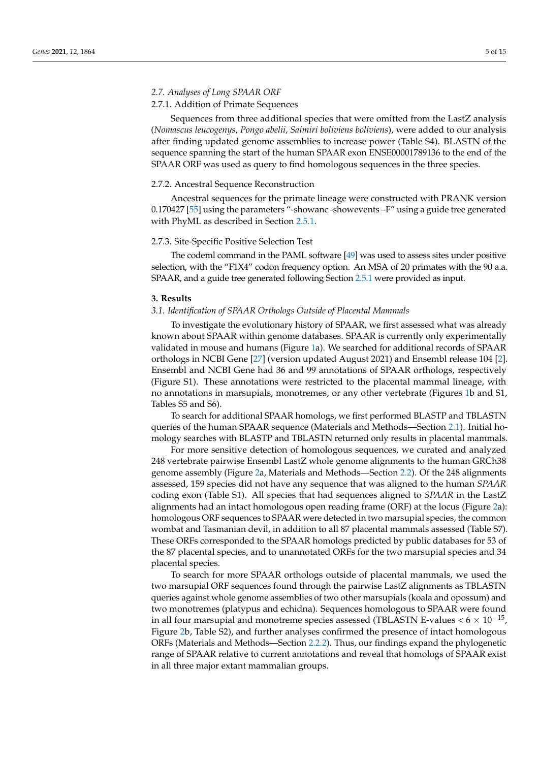### *2.7. Analyses of Long SPAAR ORF*

#### 2.7.1. Addition of Primate Sequences

Sequences from three additional species that were omitted from the LastZ analysis (*Nomascus leucogenys*, *Pongo abelii*, *Saimiri boliviens boliviens*), were added to our analysis after finding updated genome assemblies to increase power (Table S4). BLASTN of the sequence spanning the start of the human SPAAR exon ENSE00001789136 to the end of the SPAAR ORF was used as query to find homologous sequences in the three species.

#### 2.7.2. Ancestral Sequence Reconstruction

Ancestral sequences for the primate lineage were constructed with PRANK version 0.170427 [55] using the parameters "-showanc -showevents –F" using a guide tree generated with PhyML as described in Section 2.5.1.

#### 2.7.3. Site-Specific Positive Selection Test

The codeml command in the PAML software [49] was used to assess sites under positive selection, with the "F1X4" codon frequency option. An MSA of 20 primates with the 90 a.a. SPAAR, and a guide tree generated following Section 2.5.1 were provided as input.

## 3. Results

### *3.1. Identification of SPAAR Orthologs Outside of Placental Mammals*

To investigate the evolutionary history of SPAAR, we first assessed what was already known about SPAAR within genome databases. SPAAR is currently only experimentally validated in mouse and humans (Figure 1a). We searched for additional records of SPAAR orthologs in NCBI Gene [27] (version updated August 2021) and Ensembl release 104 [2]. Ensembl and NCBI Gene had 36 and 99 annotations of SPAAR orthologs, respectively (Figure S1). These annotations were restricted to the placental mammal lineage, with no annotations in marsupials, monotremes, or any other vertebrate (Figures 1b and S1, Tables S5 and S6).

To search for additional SPAAR homologs, we first performed BLASTP and TBLASTN queries of the human SPAAR sequence (Materials and Methods—Section 2.1). Initial homology searches with BLASTP and TBLASTN returned only results in placental mammals.

For more sensitive detection of homologous sequences, we curated and analyzed 248 vertebrate pairwise Ensembl LastZ whole genome alignments to the human GRCh38 genome assembly (Figure 2a, Materials and Methods—Section 2.2). Of the 248 alignments assessed, 159 species did not have any sequence that was aligned to the human *SPAAR* coding exon (Table S1). All species that had sequences aligned to *SPAAR* in the LastZ alignments had an intact homologous open reading frame (ORF) at the locus (Figure 2a): homologous ORF sequences to SPAAR were detected in two marsupial species, the common wombat and Tasmanian devil, in addition to all 87 placental mammals assessed (Table S7). These ORFs corresponded to the SPAAR homologs predicted by public databases for 53 of the 87 placental species, and to unannotated ORFs for the two marsupial species and 34 placental species.

To search for more SPAAR orthologs outside of placental mammals, we used the two marsupial ORF sequences found through the pairwise LastZ alignments as TBLASTN queries against whole genome assemblies of two other marsupials (koala and opossum) and two monotremes (platypus and echidna). Sequences homologous to SPAAR were found in all four marsupial and monotreme species assessed (TBLASTN E-values $< 6 \times 10^{-15}$, Figure 2b, Table S2), and further analyses confirmed the presence of intact homologous ORFs (Materials and Methods—Section 2.2.2). Thus, our findings expand the phylogenetic range of SPAAR relative to current annotations and reveal that homologs of SPAAR exist in all three major extant mammalian groups.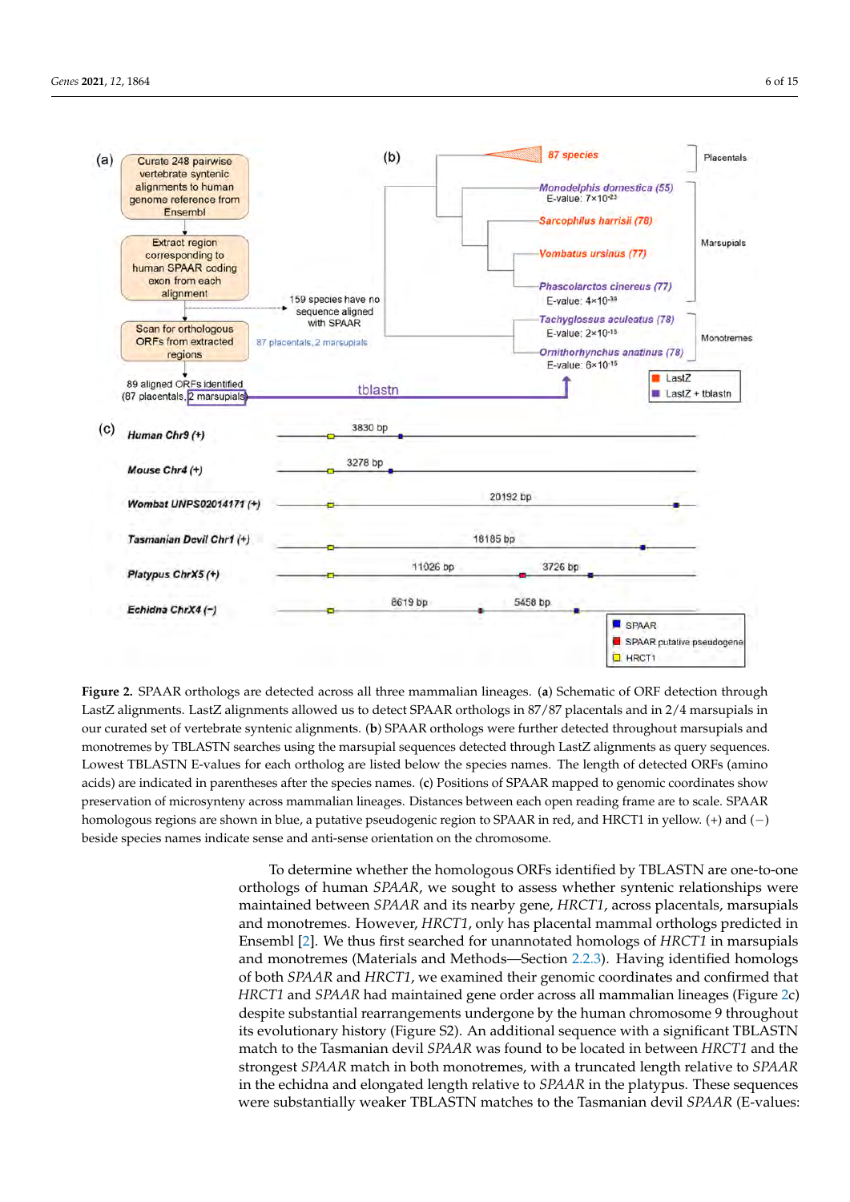**Figure 2.** SPAAR orthologs are detected across all three mammalian lineages. (**a**) Schematic of ORF detection through LastZ alignments. LastZ alignments allowed us to detect SPAAR orthologs in 87/87 placentals and in 2/4 marsupials in our curated set of vertebrate syntenic alignments. (**b**) SPAAR orthologs were further detected throughout marsupials and monotremes by TBLASTN searches using the marsupial sequences detected through LastZ alignments as query sequences. Lowest TBLASTN E-values for each ortholog are listed below the species names. The length of detected ORFs (amino acids) are indicated in parentheses after the species names. (**c**) Positions of SPAAR mapped to genomic coordinates show preservation of microsynteny across mammalian lineages. Distances between each open reading frame are to scale. SPAAR homologous regions are shown in blue, a putative pseudogenic region to SPAAR in red, and HRCT1 in yellow. (+) and (−) beside species names indicate sense and anti-sense orientation on the chromosome.

To determine whether the homologous ORFs identified by TBLASTN are one-to-one orthologs of human *SPAAR*, we sought to assess whether syntenic relationships were maintained between *SPAAR* and its nearby gene, *HRCT1*, across placentals, marsupials and monotremes. However, *HRCT1*, only has placental mammal orthologs predicted in Ensembl [2]. We thus first searched for unannotated homologs of *HRCT1* in marsupials and monotremes (Materials and Methods—Section 2.2.3). Having identified homologs of both *SPAAR* and *HRCT1*, we examined their genomic coordinates and confirmed that *HRCT1* and *SPAAR* had maintained gene order across all mammalian lineages (Figure 2c) despite substantial rearrangements undergone by the human chromosome 9 throughout its evolutionary history (Figure S2). An additional sequence with a significant TBLASTN match to the Tasmanian devil *SPAAR* was found to be located in between *HRCT1* and the strongest *SPAAR* match in both monotremes, with a truncated length relative to *SPAAR* in the echidna and elongated length relative to *SPAAR* in the platypus. These sequences were substantially weaker TBLASTN matches to the Tasmanian devil *SPAAR* (E-values: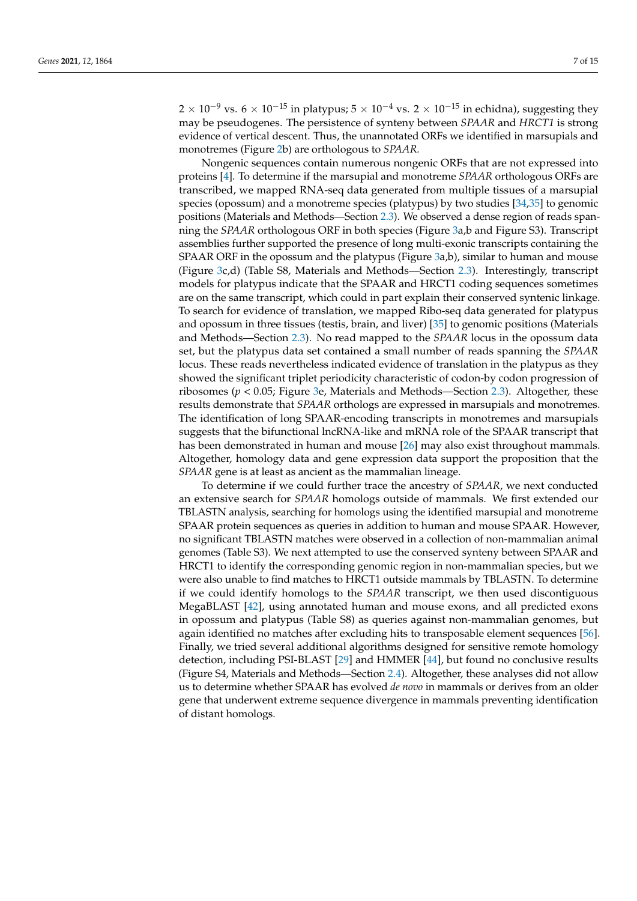$2 \times 10^{-9}$ vs. $6 \times 10^{-15}$ in platypus; $5 \times 10^{-4}$ vs. $2 \times 10^{-15}$ in echidna), suggesting they may be pseudogenes. The persistence of synteny between *SPAAR* and *HRCT1* is strong evidence of vertical descent. Thus, the unannotated ORFs we identified in marsupials and monotremes (Figure 2b) are orthologous to *SPAAR*.

Nongenic sequences contain numerous nongenic ORFs that are not expressed into proteins [4]. To determine if the marsupial and monotreme *SPAAR* orthologous ORFs are transcribed, we mapped RNA-seq data generated from multiple tissues of a marsupial species (opossum) and a monotreme species (platypus) by two studies [34,35] to genomic positions (Materials and Methods—Section 2.3). We observed a dense region of reads spanning the *SPAAR* orthologous ORF in both species (Figure 3a,b and Figure S3). Transcript assemblies further supported the presence of long multi-exonic transcripts containing the SPAAR ORF in the opossum and the platypus (Figure 3a,b), similar to human and mouse (Figure 3c,d) (Table S8, Materials and Methods—Section 2.3). Interestingly, transcript models for platypus indicate that the SPAAR and HRCT1 coding sequences sometimes are on the same transcript, which could in part explain their conserved syntenic linkage. To search for evidence of translation, we mapped Ribo-seq data generated for platypus and opossum in three tissues (testis, brain, and liver) [35] to genomic positions (Materials and Methods—Section 2.3). No read mapped to the *SPAAR* locus in the opossum data set, but the platypus data set contained a small number of reads spanning the *SPAAR* locus. These reads nevertheless indicated evidence of translation in the platypus as they showed the significant triplet periodicity characteristic of codon-by codon progression of ribosomes ($p < 0.05$; Figure 3e, Materials and Methods—Section 2.3). Altogether, these results demonstrate that *SPAAR* orthologs are expressed in marsupials and monotremes. The identification of long SPAAR-encoding transcripts in monotremes and marsupials suggests that the bifunctional lncRNA-like and mRNA role of the SPAAR transcript that has been demonstrated in human and mouse [26] may also exist throughout mammals. Altogether, homology data and gene expression data support the proposition that the *SPAAR* gene is at least as ancient as the mammalian lineage.

To determine if we could further trace the ancestry of *SPAAR*, we next conducted an extensive search for *SPAAR* homologs outside of mammals. We first extended our TBLASTN analysis, searching for homologs using the identified marsupial and monotreme SPAAR protein sequences as queries in addition to human and mouse SPAAR. However, no significant TBLASTN matches were observed in a collection of non-mammalian animal genomes (Table S3). We next attempted to use the conserved synteny between SPAAR and HRCT1 to identify the corresponding genomic region in non-mammalian species, but we were also unable to find matches to HRCT1 outside mammals by TBLASTN. To determine if we could identify homologs to the *SPAAR* transcript, we then used discontiguous MegaBLAST [42], using annotated human and mouse exons, and all predicted exons in opossum and platypus (Table S8) as queries against non-mammalian genomes, but again identified no matches after excluding hits to transposable element sequences [56]. Finally, we tried several additional algorithms designed for sensitive remote homology detection, including PSI-BLAST [29] and HMMER [44], but found no conclusive results (Figure S4, Materials and Methods—Section 2.4). Altogether, these analyses did not allow us to determine whether SPAAR has evolved *de novo* in mammals or derives from an older gene that underwent extreme sequence divergence in mammals preventing identification of distant homologs.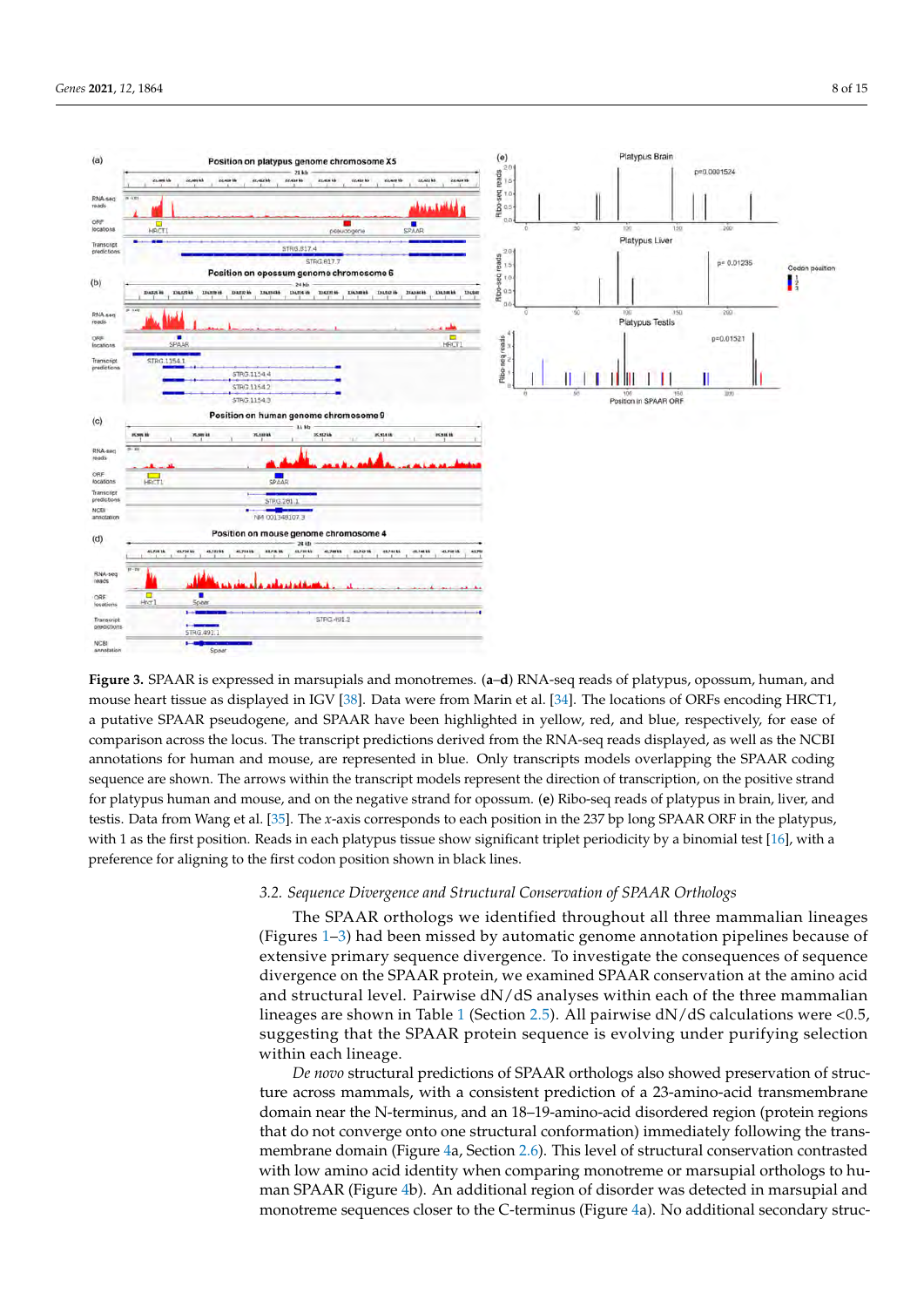**Figure 3.** SPAAR is expressed in marsupials and monotremes. (**a**–**d**) RNA-seq reads of platypus, opossum, human, and mouse heart tissue as displayed in IGV [38]. Data were from Marin et al. [34]. The locations of ORFs encoding HRCT1, a putative SPAAR pseudogene, and SPAAR have been highlighted in yellow, red, and blue, respectively, for ease of comparison across the locus. The transcript predictions derived from the RNA-seq reads displayed, as well as the NCBI annotations for human and mouse, are represented in blue. Only transcripts models overlapping the SPAAR coding sequence are shown. The arrows within the transcript models represent the direction of transcription, on the positive strand for platypus human and mouse, and on the negative strand for opossum. (**e**) Ribo-seq reads of platypus in brain, liver, and testis. Data from Wang et al. [35]. The *x*-axis corresponds to each position in the 237 bp long SPAAR ORF in the platypus, with 1 as the first position. Reads in each platypus tissue show significant triplet periodicity by a binomial test [16], with a preference for aligning to the first codon position shown in black lines.

### 3.2. Sequence Divergence and Structural Conservation of SPAAR Orthologs

The SPAAR orthologs we identified throughout all three mammalian lineages (Figures 1–3) had been missed by automatic genome annotation pipelines because of extensive primary sequence divergence. To investigate the consequences of sequence divergence on the SPAAR protein, we examined SPAAR conservation at the amino acid and structural level. Pairwise dN/dS analyses within each of the three mammalian lineages are shown in Table 1 (Section 2.5). All pairwise dN/dS calculations were <0.5, suggesting that the SPAAR protein sequence is evolving under purifying selection within each lineage.

*De novo* structural predictions of SPAAR orthologs also showed preservation of structure across mammals, with a consistent prediction of a 23-amino-acid transmembrane domain near the N-terminus, and an 18–19-amino-acid disordered region (protein regions that do not converge onto one structural conformation) immediately following the transmembrane domain (Figure 4a, Section 2.6). This level of structural conservation contrasted with low amino acid identity when comparing monotreme or marsupial orthologs to human SPAAR (Figure 4b). An additional region of disorder was detected in marsupial and monotreme sequences closer to the C-terminus (Figure 4a). No additional secondary struc-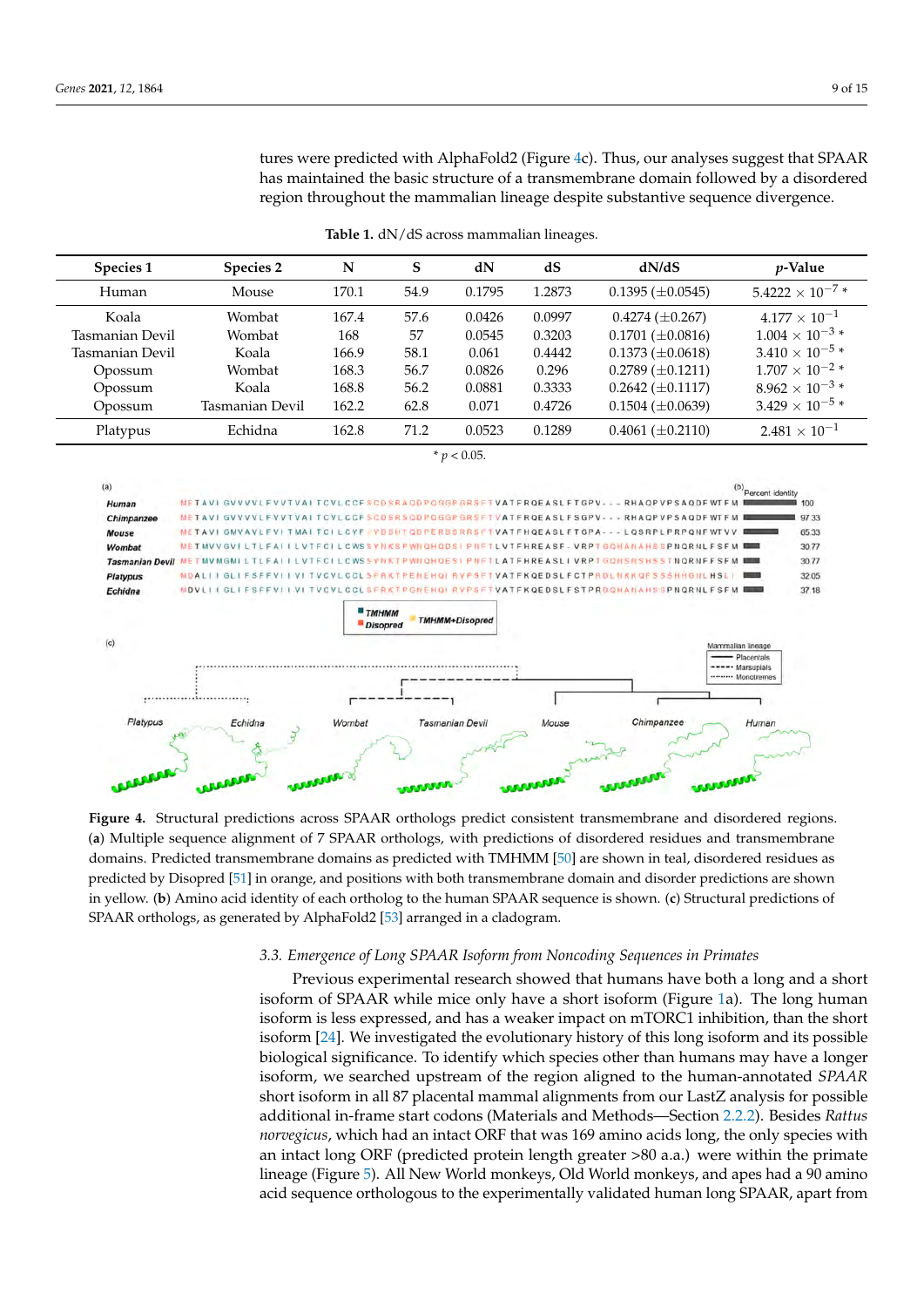tures were predicted with AlphaFold2 (Figure 4c). Thus, our analyses suggest that SPAAR has maintained the basic structure of a transmembrane domain followed by a disordered region throughout the mammalian lineage despite substantive sequence divergence.

**Table 1.** dN/dS across mammalian lineages.

| Species 1 | Species 2 | N | S | dN | dS | dN/dS | *p*-Value |
|---|---|---|---|---|---|---|---|
| Human | Mouse | 170.1 | 54.9 | 0.1795 | 1.2873 | 0.1395 (±0.0545) | $5.4222 \times 10^{-7}$ * |
| Koala | Wombat | 167.4 | 57.6 | 0.0426 | 0.0997 | 0.4274 (±0.267) | $4.177 \times 10^{-1}$ |
| Tasmanian Devil | Wombat | 168 | 57 | 0.0545 | 0.3203 | 0.1701 (±0.0816) | $1.004 \times 10^{-3}$ * |
| Tasmanian Devil | Koala | 166.9 | 58.1 | 0.061 | 0.4442 | 0.1373 (±0.0618) | $3.410 \times 10^{-5}$ * |
| Opossum | Wombat | 168.3 | 56.7 | 0.0826 | 0.296 | 0.2789 (±0.1211) | $1.707 \times 10^{-2}$ * |
| Opossum | Koala | 168.8 | 56.2 | 0.0881 | 0.3333 | 0.2642 (±0.1117) | $8.962 \times 10^{-3}$ * |
| Opossum | Tasmanian Devil | 162.2 | 62.8 | 0.071 | 0.4726 | 0.1504 (±0.0639) | $3.429 \times 10^{-5}$ * |
| Platypus | Echidna | 162.8 | 71.2 | 0.0523 | 0.1289 | 0.4061 (±0.2110) | $2.481 \times 10^{-1}$ |

* $p < 0.05$.

**Figure 4.** Structural predictions across SPAAR orthologs predict consistent transmembrane and disordered regions. (**a**) Multiple sequence alignment of 7 SPAAR orthologs, with predictions of disordered residues and transmembrane domains. Predicted transmembrane domains as predicted with TMHMM [50] are shown in teal, disordered residues as predicted by Disopred [51] in orange, and positions with both transmembrane domain and disorder predictions are shown in yellow. (**b**) Amino acid identity of each ortholog to the human SPAAR sequence is shown. (**c**) Structural predictions of SPAAR orthologs, as generated by AlphaFold2 [53] arranged in a cladogram.

### 3.3. Emergence of Long SPAAR Isoform from Noncoding Sequences in Primates

Previous experimental research showed that humans have both a long and a short isoform of SPAAR while mice only have a short isoform (Figure 1a). The long human isoform is less expressed, and has a weaker impact on mTORC1 inhibition, than the short isoform [24]. We investigated the evolutionary history of this long isoform and its possible biological significance. To identify which species other than humans may have a longer isoform, we searched upstream of the region aligned to the human-annotated *SPAAR* short isoform in all 87 placental mammal alignments from our LastZ analysis for possible additional in-frame start codons (Materials and Methods—Section 2.2.2). Besides *Rattus norvegicus*, which had an intact ORF that was 169 amino acids long, the only species with an intact long ORF (predicted protein length greater >80 a.a.) were within the primate lineage (Figure 5). All New World monkeys, Old World monkeys, and apes had a 90 amino acid sequence orthologous to the experimentally validated human long SPAAR, apart from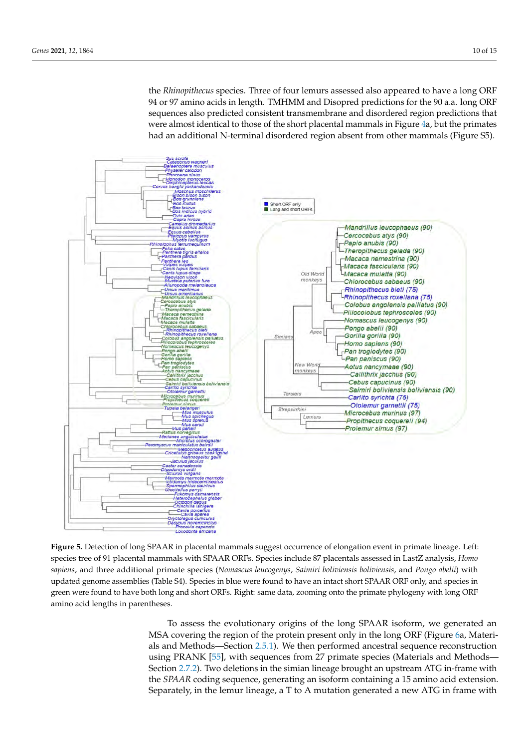the *Rhinopithecus* species. Three of four lemurs assessed also appeared to have a long ORF 94 or 97 amino acids in length. TMHMM and Disopred predictions for the 90 a.a. long ORF sequences also predicted consistent transmembrane and disordered region predictions that were almost identical to those of the short placental mammals in Figure 4a, but the primates had an additional N-terminal disordered region absent from other mammals (Figure S5).

**Figure 5.** Detection of long SPAAR in placental mammals suggest occurrence of elongation event in primate lineage. Left: species tree of 91 placental mammals with SPAAR ORFs. Species include 87 placentals assessed in LastZ analysis, *Homo sapiens*, and three additional primate species (*Nomascus leucogenys*, *Saimiri boliviensis boliviensis*, and *Pongo abelii*) with updated genome assemblies (Table S4). Species in blue were found to have an intact short SPAAR ORF only, and species in green were found to have both long and short ORFs. Right: same data, zooming onto the primate phylogeny with long ORF amino acid lengths in parentheses.

To assess the evolutionary origins of the long SPAAR isoform, we generated an MSA covering the region of the protein present only in the long ORF (Figure 6a, Materials and Methods—Section 2.5.1). We then performed ancestral sequence reconstruction using PRANK [55], with sequences from 27 primate species (Materials and Methods—Section 2.7.2). Two deletions in the simian lineage brought an upstream ATG in-frame with the *SPAAR* coding sequence, generating an isoform containing a 15 amino acid extension. Separately, in the lemur lineage, a T to A mutation generated a new ATG in frame with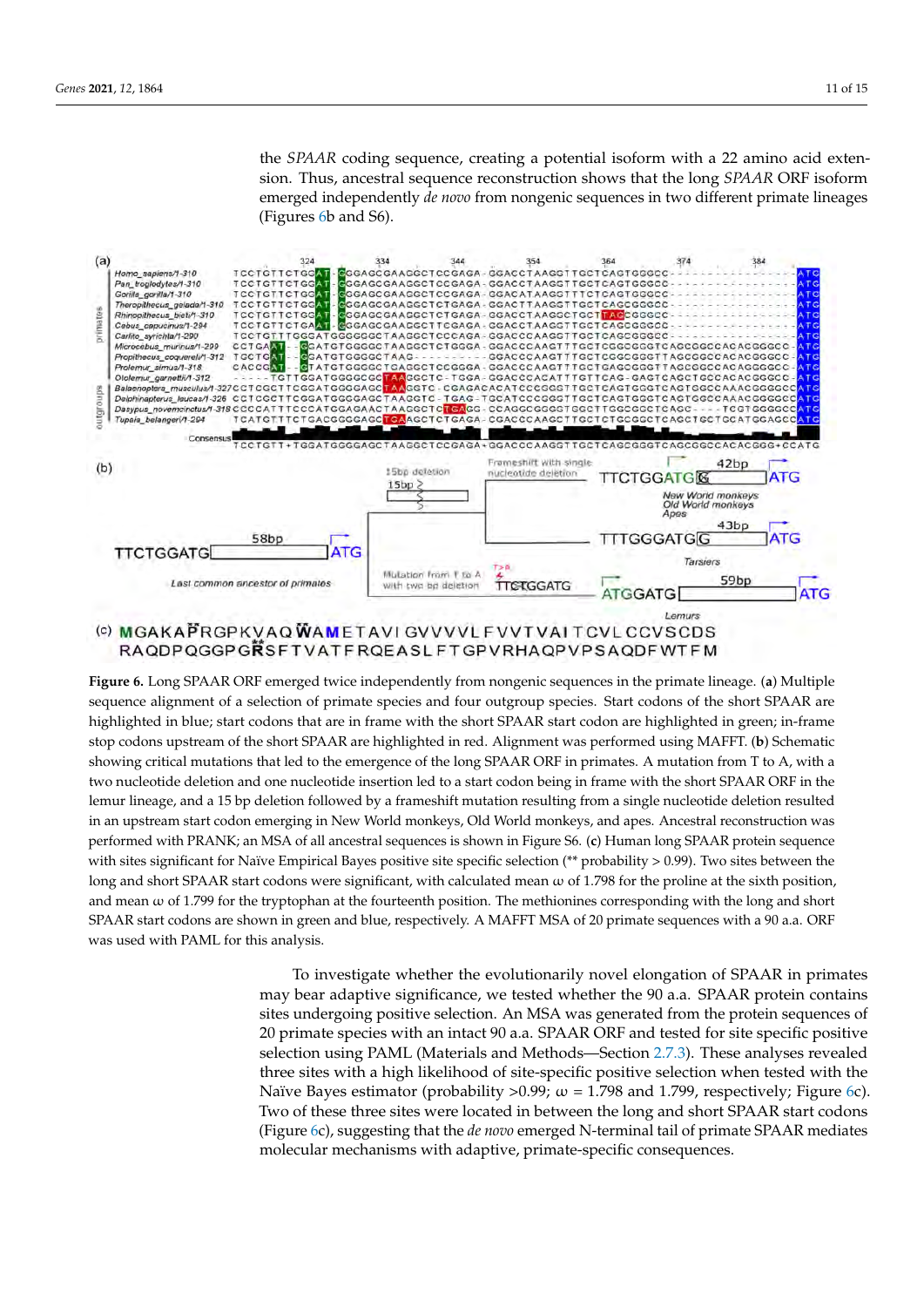the *SPAAR* coding sequence, creating a potential isoform with a 22 amino acid extension. Thus, ancestral sequence reconstruction shows that the long *SPAAR* ORF isoform emerged independently *de novo* from nongenic sequences in two different primate lineages (Figures 6b and S6).

**Figure 6.** Long SPAAR ORF emerged twice independently from nongenic sequences in the primate lineage. (**a**) Multiple sequence alignment of a selection of primate species and four outgroup species. Start codons of the short SPAAR are highlighted in blue; start codons that are in frame with the short SPAAR start codon are highlighted in green; in-frame stop codons upstream of the short SPAAR are highlighted in red. Alignment was performed using MAFFT. (**b**) Schematic showing critical mutations that led to the emergence of the long SPAAR ORF in primates. A mutation from T to A, with a two nucleotide deletion and one nucleotide insertion led to a start codon being in frame with the short SPAAR ORF in the lemur lineage, and a 15 bp deletion followed by a frameshift mutation resulting from a single nucleotide deletion resulted in an upstream start codon emerging in New World monkeys, Old World monkeys, and apes. Ancestral reconstruction was performed with PRANK; an MSA of all ancestral sequences is shown in Figure S6. (**c**) Human long SPAAR protein sequence with sites significant for Naïve Empirical Bayes positive site specific selection (** probability > 0.99). Two sites between the long and short SPAAR start codons were significant, with calculated mean ω of 1.798 for the proline at the sixth position, and mean ω of 1.799 for the tryptophan at the fourteenth position. The methionines corresponding with the long and short SPAAR start codons are shown in green and blue, respectively. A MAFFT MSA of 20 primate sequences with a 90 a.a. ORF was used with PAML for this analysis.

To investigate whether the evolutionarily novel elongation of SPAAR in primates may bear adaptive significance, we tested whether the 90 a.a. SPAAR protein contains sites undergoing positive selection. An MSA was generated from the protein sequences of 20 primate species with an intact 90 a.a. SPAAR ORF and tested for site specific positive selection using PAML (Materials and Methods—Section 2.7.3). These analyses revealed three sites with a high likelihood of site-specific positive selection when tested with the Naïve Bayes estimator (probability >0.99; ω = 1.798 and 1.799, respectively; Figure 6c). Two of these three sites were located in between the long and short SPAAR start codons (Figure 6c), suggesting that the *de novo* emerged N-terminal tail of primate SPAAR mediates molecular mechanisms with adaptive, primate-specific consequences.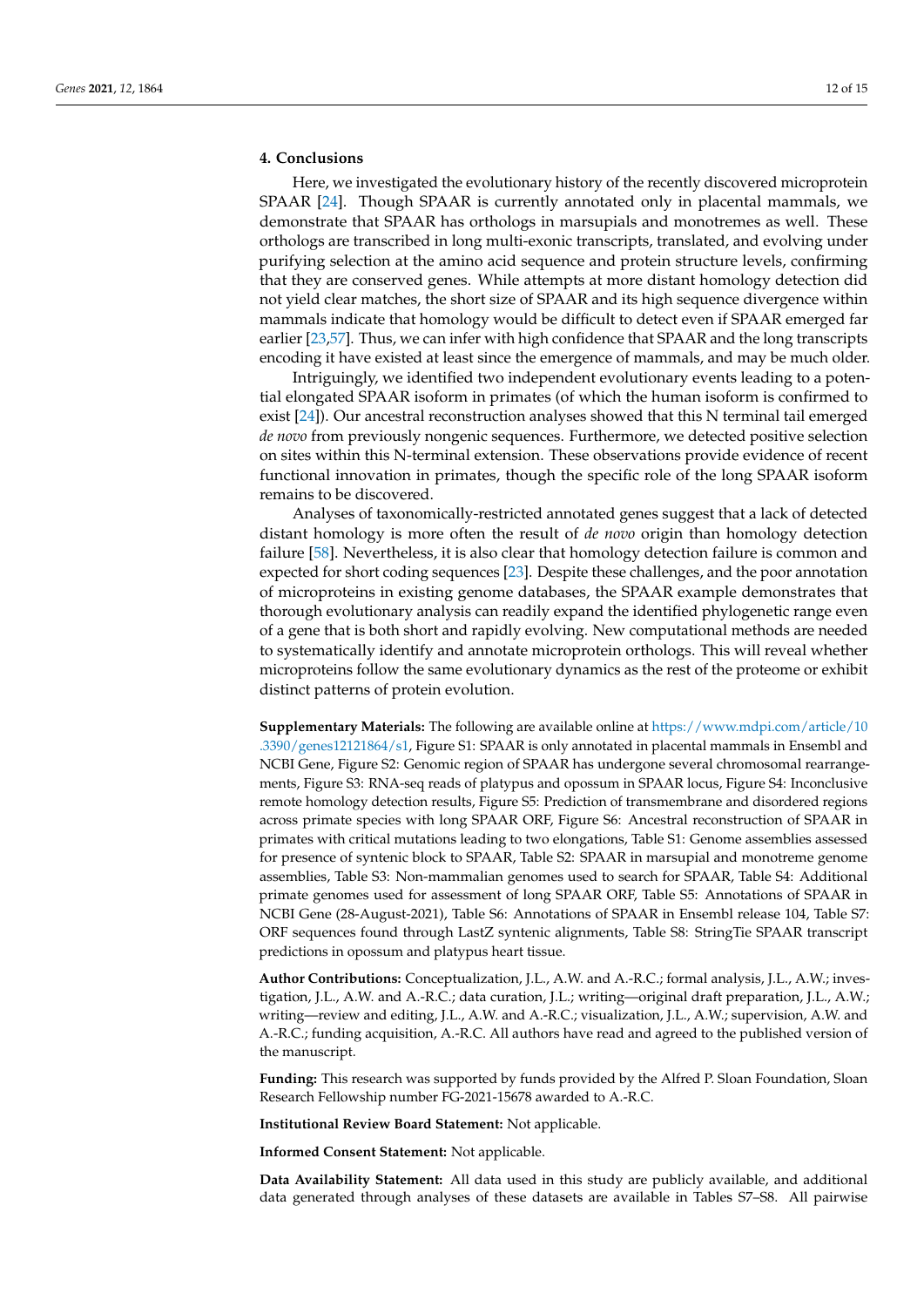## 4. Conclusions

Here, we investigated the evolutionary history of the recently discovered microprotein SPAAR [24]. Though SPAAR is currently annotated only in placental mammals, we demonstrate that SPAAR has orthologs in marsupials and monotremes as well. These orthologs are transcribed in long multi-exonic transcripts, translated, and evolving under purifying selection at the amino acid sequence and protein structure levels, confirming that they are conserved genes. While attempts at more distant homology detection did not yield clear matches, the short size of SPAAR and its high sequence divergence within mammals indicate that homology would be difficult to detect even if SPAAR emerged far earlier [23,57]. Thus, we can infer with high confidence that SPAAR and the long transcripts encoding it have existed at least since the emergence of mammals, and may be much older.

Intriguingly, we identified two independent evolutionary events leading to a potential elongated SPAAR isoform in primates (of which the human isoform is confirmed to exist [24]). Our ancestral reconstruction analyses showed that this N terminal tail emerged *de novo* from previously nongenic sequences. Furthermore, we detected positive selection on sites within this N-terminal extension. These observations provide evidence of recent functional innovation in primates, though the specific role of the long SPAAR isoform remains to be discovered.

Analyses of taxonomically-restricted annotated genes suggest that a lack of detected distant homology is more often the result of *de novo* origin than homology detection failure [58]. Nevertheless, it is also clear that homology detection failure is common and expected for short coding sequences [23]. Despite these challenges, and the poor annotation of microproteins in existing genome databases, the SPAAR example demonstrates that thorough evolutionary analysis can readily expand the identified phylogenetic range even of a gene that is both short and rapidly evolving. New computational methods are needed to systematically identify and annotate microprotein orthologs. This will reveal whether microproteins follow the same evolutionary dynamics as the rest of the proteome or exhibit distinct patterns of protein evolution.

**Supplementary Materials:** The following are available online at https://www.mdpi.com/article/10.3390/genes12121864/s1, Figure S1: SPAAR is only annotated in placental mammals in Ensembl and NCBI Gene, Figure S2: Genomic region of SPAAR has undergone several chromosomal rearrangements, Figure S3: RNA-seq reads of platypus and opossum in SPAAR locus, Figure S4: Inconclusive remote homology detection results, Figure S5: Prediction of transmembrane and disordered regions across primate species with long SPAAR ORF, Figure S6: Ancestral reconstruction of SPAAR in primates with critical mutations leading to two elongations, Table S1: Genome assemblies assessed for presence of syntenic block to SPAAR, Table S2: SPAAR in marsupial and monotreme genome assemblies, Table S3: Non-mammalian genomes used to search for SPAAR, Table S4: Additional primate genomes used for assessment of long SPAAR ORF, Table S5: Annotations of SPAAR in NCBI Gene (28-August-2021), Table S6: Annotations of SPAAR in Ensembl release 104, Table S7: ORF sequences found through LastZ syntenic alignments, Table S8: StringTie SPAAR transcript predictions in opossum and platypus heart tissue.

**Author Contributions:** Conceptualization, J.L., A.W. and A.-R.C.; formal analysis, J.L., A.W.; investigation, J.L., A.W. and A.-R.C.; data curation, J.L.; writing—original draft preparation, J.L., A.W.; writing—review and editing, J.L., A.W. and A.-R.C.; visualization, J.L., A.W.; supervision, A.W. and A.-R.C.; funding acquisition, A.-R.C. All authors have read and agreed to the published version of the manuscript.

**Funding:** This research was supported by funds provided by the Alfred P. Sloan Foundation, Sloan Research Fellowship number FG-2021-15678 awarded to A.-R.C.

**Institutional Review Board Statement:** Not applicable.

**Informed Consent Statement:** Not applicable.

**Data Availability Statement:** All data used in this study are publicly available, and additional data generated through analyses of these datasets are available in Tables S7–S8. All pairwise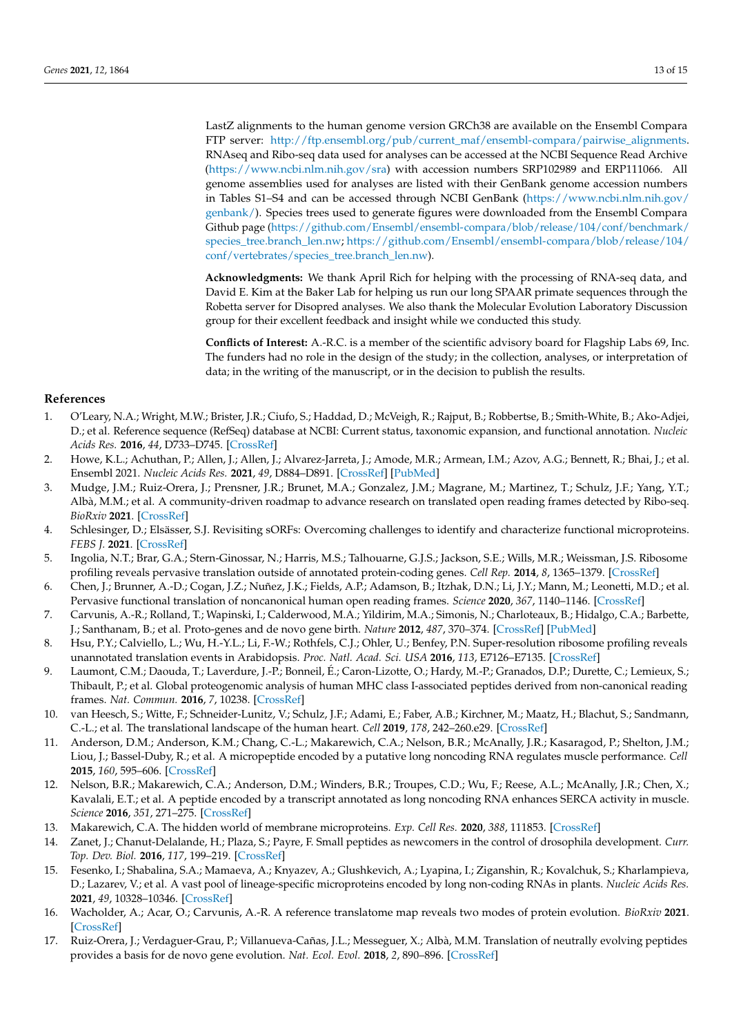LastZ alignments to the human genome version GRCh38 are available on the Ensembl Compara FTP server: http://ftp.ensembl.org/pub/current_maf/ensembl-compara/pairwise_alignments. RNAseq and Ribo-seq data used for analyses can be accessed at the NCBI Sequence Read Archive (https://www.ncbi.nlm.nih.gov/sra) with accession numbers SRP102989 and ERP111066. All genome assemblies used for analyses are listed with their GenBank genome accession numbers in Tables S1–S4 and can be accessed through NCBI GenBank (https://www.ncbi.nlm.nih.gov/genbank/). Species trees used to generate figures were downloaded from the Ensembl Compara Github page (https://github.com/Ensembl/ensembl-compara/blob/release/104/conf/benchmark/species_tree.branch_len.nw; https://github.com/Ensembl/ensembl-compara/blob/release/104/conf/vertebrates/species_tree.branch_len.nw).

**Acknowledgments:** We thank April Rich for helping with the processing of RNA-seq data, and David E. Kim at the Baker Lab for helping us run our long SPAAR primate sequences through the Robetta server for Disopred analyses. We also thank the Molecular Evolution Laboratory Discussion group for their excellent feedback and insight while we conducted this study.

**Conflicts of Interest:** A.-R.C. is a member of the scientific advisory board for Flagship Labs 69, Inc. The funders had no role in the design of the study; in the collection, analyses, or interpretation of data; in the writing of the manuscript, or in the decision to publish the results.

## References

1. O'Leary, N.A.; Wright, M.W.; Brister, J.R.; Ciufo, S.; Haddad, D.; McVeigh, R.; Rajput, B.; Robbertse, B.; Smith-White, B.; Ako-Adjei, D.; et al. Reference sequence (RefSeq) database at NCBI: Current status, taxonomic expansion, and functional annotation. *Nucleic Acids Res.* **2016**, *44*, D733–D745. [CrossRef]
2. Howe, K.L.; Achuthan, P.; Allen, J.; Allen, J.; Alvarez-Jarreta, J.; Amode, M.R.; Armean, I.M.; Azov, A.G.; Bennett, R.; Bhai, J.; et al. Ensembl 2021. *Nucleic Acids Res.* **2021**, *49*, D884–D891. [CrossRef] [PubMed]
3. Mudge, J.M.; Ruiz-Orera, J.; Prensner, J.R.; Brunet, M.A.; Gonzalez, J.M.; Magrane, M.; Martinez, T.; Schulz, J.F.; Yang, Y.T.; Albà, M.M.; et al. A community-driven roadmap to advance research on translated open reading frames detected by Ribo-seq. *BioRxiv* **2021**. [CrossRef]
4. Schlesinger, D.; Elsässer, S.J. Revisiting sORFs: Overcoming challenges to identify and characterize functional microproteins. *FEBS J.* **2021**. [CrossRef]
5. Ingolia, N.T.; Brar, G.A.; Stern-Ginossar, N.; Harris, M.S.; Talhouarne, G.J.S.; Jackson, S.E.; Wills, M.R.; Weissman, J.S. Ribosome profiling reveals pervasive translation outside of annotated protein-coding genes. *Cell Rep.* **2014**, *8*, 1365–1379. [CrossRef]
6. Chen, J.; Brunner, A.-D.; Cogan, J.Z.; Nuñez, J.K.; Fields, A.P.; Adamson, B.; Itzhak, D.N.; Li, J.Y.; Mann, M.; Leonetti, M.D.; et al. Pervasive functional translation of noncanonical human open reading frames. *Science* **2020**, *367*, 1140–1146. [CrossRef]
7. Carvunis, A.-R.; Rolland, T.; Wapinski, I.; Calderwood, M.A.; Yildirim, M.A.; Simonis, N.; Charloteaux, B.; Hidalgo, C.A.; Barbette, J.; Santhanam, B.; et al. Proto-genes and de novo gene birth. *Nature* **2012**, *487*, 370–374. [CrossRef] [PubMed]
8. Hsu, P.Y.; Calviello, L.; Wu, H.-Y.L.; Li, F.-W.; Rothfels, C.J.; Ohler, U.; Benfey, P.N. Super-resolution ribosome profiling reveals unannotated translation events in Arabidopsis. *Proc. Natl. Acad. Sci. USA* **2016**, *113*, E7126–E7135. [CrossRef]
9. Laumont, C.M.; Daouda, T.; Laverdure, J.-P.; Bonneil, É.; Caron-Lizotte, O.; Hardy, M.-P.; Granados, D.P.; Durette, C.; Lemieux, S.; Thibault, P.; et al. Global proteogenomic analysis of human MHC class I-associated peptides derived from non-canonical reading frames. *Nat. Commun.* **2016**, *7*, 10238. [CrossRef]
10. van Heesch, S.; Witte, F.; Schneider-Lunitz, V.; Schulz, J.F.; Adami, E.; Faber, A.B.; Kirchner, M.; Maatz, H.; Blachut, S.; Sandmann, C.-L.; et al. The translational landscape of the human heart. *Cell* **2019**, *178*, 242–260.e29. [CrossRef]
11. Anderson, D.M.; Anderson, K.M.; Chang, C.-L.; Makarewich, C.A.; Nelson, B.R.; McAnally, J.R.; Kasaragod, P.; Shelton, J.M.; Liou, J.; Bassel-Duby, R.; et al. A micropeptide encoded by a putative long noncoding RNA regulates muscle performance. *Cell* **2015**, *160*, 595–606. [CrossRef]
12. Nelson, B.R.; Makarewich, C.A.; Anderson, D.M.; Winders, B.R.; Troupes, C.D.; Wu, F.; Reese, A.L.; McAnally, J.R.; Chen, X.; Kavalali, E.T.; et al. A peptide encoded by a transcript annotated as long noncoding RNA enhances SERCA activity in muscle. *Science* **2016**, *351*, 271–275. [CrossRef]
13. Makarewich, C.A. The hidden world of membrane microproteins. *Exp. Cell Res.* **2020**, *388*, 111853. [CrossRef]
14. Zanet, J.; Chanut-Delalande, H.; Plaza, S.; Payre, F. Small peptides as newcomers in the control of drosophila development. *Curr. Top. Dev. Biol.* **2016**, *117*, 199–219. [CrossRef]
15. Fesenko, I.; Shabalina, S.A.; Mamaeva, A.; Knyazev, A.; Glushkevich, A.; Lyapina, I.; Ziganshin, R.; Kovalchuk, S.; Kharlampieva, D.; Lazarev, V.; et al. A vast pool of lineage-specific microproteins encoded by long non-coding RNAs in plants. *Nucleic Acids Res.* **2021**, *49*, 10328–10346. [CrossRef]
16. Wacholder, A.; Acar, O.; Carvunis, A.-R. A reference translatome map reveals two modes of protein evolution. *BioRxiv* **2021**. [CrossRef]
17. Ruiz-Orera, J.; Verdaguer-Grau, P.; Villanueva-Cañas, J.L.; Messeguer, X.; Albà, M.M. Translation of neutrally evolving peptides provides a basis for de novo gene evolution. *Nat. Ecol. Evol.* **2018**, *2*, 890–896. [CrossRef]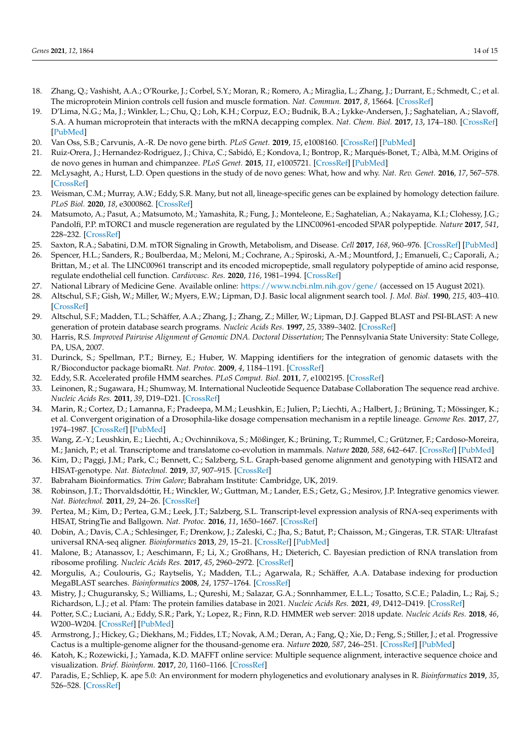18. Zhang, Q.; Vashisht, A.A.; O'Rourke, J.; Corbel, S.Y.; Moran, R.; Romero, A.; Miraglia, L.; Zhang, J.; Durrant, E.; Schmedt, C.; et al. The microprotein Minion controls cell fusion and muscle formation. *Nat. Commun.* **2017**, *8*, 15664. [CrossRef]
19. D'Lima, N.G.; Ma, J.; Winkler, L.; Chu, Q.; Loh, K.H.; Corpuz, E.O.; Budnik, B.A.; Lykke-Andersen, J.; Saghatelian, A.; Slavoff, S.A. A human microprotein that interacts with the mRNA decapping complex. *Nat. Chem. Biol.* **2017**, *13*, 174–180. [CrossRef] [PubMed]
20. Van Oss, S.B.; Carvunis, A.-R. De novo gene birth. *PLoS Genet.* **2019**, *15*, e1008160. [CrossRef] [PubMed]
21. Ruiz-Orera, J.; Hernandez-Rodriguez, J.; Chiva, C.; Sabidó, E.; Kondova, I.; Bontrop, R.; Marqués-Bonet, T.; Albà, M.M. Origins of de novo genes in human and chimpanzee. *PLoS Genet.* **2015**, *11*, e1005721. [CrossRef] [PubMed]
22. McLysaght, A.; Hurst, L.D. Open questions in the study of de novo genes: What, how and why. *Nat. Rev. Genet.* **2016**, *17*, 567–578. [CrossRef]
23. Weisman, C.M.; Murray, A.W.; Eddy, S.R. Many, but not all, lineage-specific genes can be explained by homology detection failure. *PLoS Biol.* **2020**, *18*, e3000862. [CrossRef]
24. Matsumoto, A.; Pasut, A.; Matsumoto, M.; Yamashita, R.; Fung, J.; Monteleone, E.; Saghatelian, A.; Nakayama, K.I.; Clohessy, J.G.; Pandolfi, P.P. mTORC1 and muscle regeneration are regulated by the LINC00961-encoded SPAR polypeptide. *Nature* **2017**, *541*, 228–232. [CrossRef]
25. Saxton, R.A.; Sabatini, D.M. mTOR Signaling in Growth, Metabolism, and Disease. *Cell* **2017**, *168*, 960–976. [CrossRef] [PubMed]
26. Spencer, H.L.; Sanders, R.; Boulberdaa, M.; Meloni, M.; Cochrane, A.; Spiroski, A.-M.; Mountford, J.; Emanueli, C.; Caporali, A.; Brittan, M.; et al. The LINC00961 transcript and its encoded micropeptide, small regulatory polypeptide of amino acid response, regulate endothelial cell function. *Cardiovasc. Res.* **2020**, *116*, 1981–1994. [CrossRef]
27. National Library of Medicine Gene. Available online: https://www.ncbi.nlm.nih.gov/gene/ (accessed on 15 August 2021).
28. Altschul, S.F.; Gish, W.; Miller, W.; Myers, E.W.; Lipman, D.J. Basic local alignment search tool. *J. Mol. Biol.* **1990**, *215*, 403–410. [CrossRef]
29. Altschul, S.F.; Madden, T.L.; Schäffer, A.A.; Zhang, J.; Zhang, Z.; Miller, W.; Lipman, D.J. Gapped BLAST and PSI-BLAST: A new generation of protein database search programs. *Nucleic Acids Res.* **1997**, *25*, 3389–3402. [CrossRef]
30. Harris, R.S. *Improved Pairwise Alignment of Genomic DNA. Doctoral Dissertation*; The Pennsylvania State University: State College, PA, USA, 2007.
31. Durinck, S.; Spellman, P.T.; Birney, E.; Huber, W. Mapping identifiers for the integration of genomic datasets with the R/Bioconductor package biomaRt. *Nat. Protoc.* **2009**, *4*, 1184–1191. [CrossRef]
32. Eddy, S.R. Accelerated profile HMM searches. *PLoS Comput. Biol.* **2011**, *7*, e1002195. [CrossRef]
33. Leinonen, R.; Sugawara, H.; Shumway, M. International Nucleotide Sequence Database Collaboration The sequence read archive. *Nucleic Acids Res.* **2011**, *39*, D19–D21. [CrossRef]
34. Marin, R.; Cortez, D.; Lamanna, F.; Pradeepa, M.M.; Leushkin, E.; Julien, P.; Liechti, A.; Halbert, J.; Brüning, T.; Mössinger, K.; et al. Convergent origination of a Drosophila-like dosage compensation mechanism in a reptile lineage. *Genome Res.* **2017**, *27*, 1974–1987. [CrossRef] [PubMed]
35. Wang, Z.-Y.; Leushkin, E.; Liechti, A.; Ovchinnikova, S.; Mößinger, K.; Brüning, T.; Rummel, C.; Grützner, F.; Cardoso-Moreira, M.; Janich, P.; et al. Transcriptome and translatome co-evolution in mammals. *Nature* **2020**, *588*, 642–647. [CrossRef] [PubMed]
36. Kim, D.; Paggi, J.M.; Park, C.; Bennett, C.; Salzberg, S.L. Graph-based genome alignment and genotyping with HISAT2 and HISAT-genotype. *Nat. Biotechnol.* **2019**, *37*, 907–915. [CrossRef]
37. Babraham Bioinformatics. *Trim Galore*; Babraham Institute: Cambridge, UK, 2019.
38. Robinson, J.T.; Thorvaldsdóttir, H.; Winckler, W.; Guttman, M.; Lander, E.S.; Getz, G.; Mesirov, J.P. Integrative genomics viewer. *Nat. Biotechnol.* **2011**, *29*, 24–26. [CrossRef]
39. Pertea, M.; Kim, D.; Pertea, G.M.; Leek, J.T.; Salzberg, S.L. Transcript-level expression analysis of RNA-seq experiments with HISAT, StringTie and Ballgown. *Nat. Protoc.* **2016**, *11*, 1650–1667. [CrossRef]
40. Dobin, A.; Davis, C.A.; Schlesinger, F.; Drenkow, J.; Zaleski, C.; Jha, S.; Batut, P.; Chaisson, M.; Gingeras, T.R. STAR: Ultrafast universal RNA-seq aligner. *Bioinformatics* **2013**, *29*, 15–21. [CrossRef] [PubMed]
41. Malone, B.; Atanassov, I.; Aeschimann, F.; Li, X.; Großhans, H.; Dieterich, C. Bayesian prediction of RNA translation from ribosome profiling. *Nucleic Acids Res.* **2017**, *45*, 2960–2972. [CrossRef]
42. Morgulis, A.; Coulouris, G.; Raytselis, Y.; Madden, T.L.; Agarwala, R.; Schäffer, A.A. Database indexing for production MegaBLAST searches. *Bioinformatics* **2008**, *24*, 1757–1764. [CrossRef]
43. Mistry, J.; Chuguransky, S.; Williams, L.; Qureshi, M.; Salazar, G.A.; Sonnhammer, E.L.L.; Tosatto, S.C.E.; Paladin, L.; Raj, S.; Richardson, L.J.; et al. Pfam: The protein families database in 2021. *Nucleic Acids Res.* **2021**, *49*, D412–D419. [CrossRef]
44. Potter, S.C.; Luciani, A.; Eddy, S.R.; Park, Y.; Lopez, R.; Finn, R.D. HMMER web server: 2018 update. *Nucleic Acids Res.* **2018**, *46*, W200–W204. [CrossRef] [PubMed]
45. Armstrong, J.; Hickey, G.; Diekhans, M.; Fiddes, I.T.; Novak, A.M.; Deran, A.; Fang, Q.; Xie, D.; Feng, S.; Stiller, J.; et al. Progressive Cactus is a multiple-genome aligner for the thousand-genome era. *Nature* **2020**, *587*, 246–251. [CrossRef] [PubMed]
46. Katoh, K.; Rozewicki, J.; Yamada, K.D. MAFFT online service: Multiple sequence alignment, interactive sequence choice and visualization. *Brief. Bioinform.* **2017**, *20*, 1160–1166. [CrossRef]
47. Paradis, E.; Schliep, K. ape 5.0: An environment for modern phylogenetics and evolutionary analyses in R. *Bioinformatics* **2019**, *35*, 526–528. [CrossRef]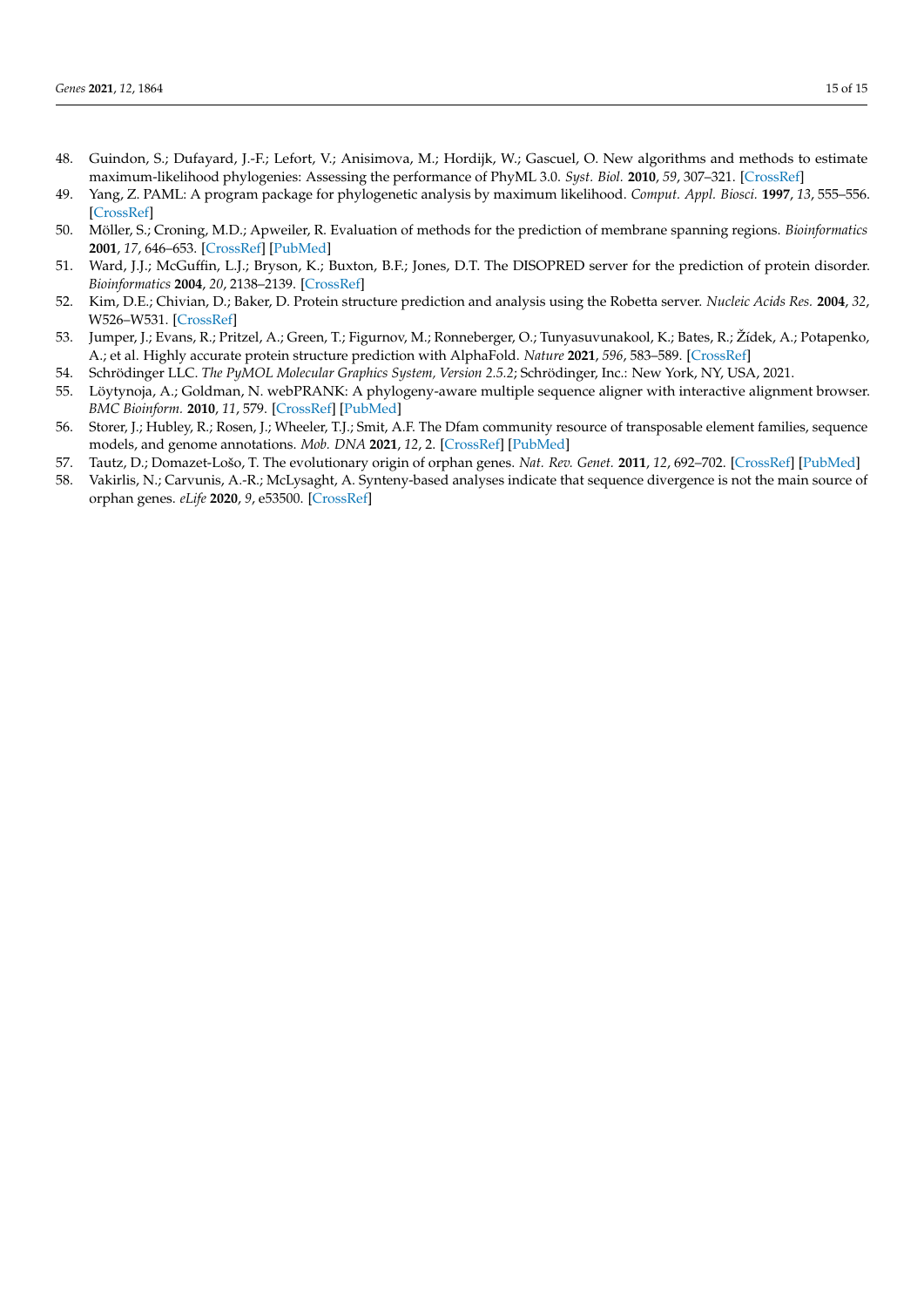48. Guindon, S.; Dufayard, J.-F.; Lefort, V.; Anisimova, M.; Hordijk, W.; Gascuel, O. New algorithms and methods to estimate maximum-likelihood phylogenies: Assessing the performance of PhyML 3.0. *Syst. Biol.* **2010**, *59*, 307–321. [CrossRef]
49. Yang, Z. PAML: A program package for phylogenetic analysis by maximum likelihood. *Comput. Appl. Biosci.* **1997**, *13*, 555–556. [CrossRef]
50. Möller, S.; Croning, M.D.; Apweiler, R. Evaluation of methods for the prediction of membrane spanning regions. *Bioinformatics* **2001**, *17*, 646–653. [CrossRef] [PubMed]
51. Ward, J.J.; McGuffin, L.J.; Bryson, K.; Buxton, B.F.; Jones, D.T. The DISOPRED server for the prediction of protein disorder. *Bioinformatics* **2004**, *20*, 2138–2139. [CrossRef]
52. Kim, D.E.; Chivian, D.; Baker, D. Protein structure prediction and analysis using the Robetta server. *Nucleic Acids Res.* **2004**, *32*, W526–W531. [CrossRef]
53. Jumper, J.; Evans, R.; Pritzel, A.; Green, T.; Figurnov, M.; Ronneberger, O.; Tunyasuvunakool, K.; Bates, R.; Žídek, A.; Potapenko, A.; et al. Highly accurate protein structure prediction with AlphaFold. *Nature* **2021**, *596*, 583–589. [CrossRef]
54. Schrödinger LLC. *The PyMOL Molecular Graphics System, Version 2.5.2*; Schrödinger, Inc.: New York, NY, USA, 2021.
55. Löytynoja, A.; Goldman, N. webPRANK: A phylogeny-aware multiple sequence aligner with interactive alignment browser. *BMC Bioinform.* **2010**, *11*, 579. [CrossRef] [PubMed]
56. Storer, J.; Hubley, R.; Rosen, J.; Wheeler, T.J.; Smit, A.F. The Dfam community resource of transposable element families, sequence models, and genome annotations. *Mob. DNA* **2021**, *12*, 2. [CrossRef] [PubMed]
57. Tautz, D.; Domazet-Lošo, T. The evolutionary origin of orphan genes. *Nat. Rev. Genet.* **2011**, *12*, 692–702. [CrossRef] [PubMed]
58. Vakirlis, N.; Carvunis, A.-R.; McLysaght, A. Synteny-based analyses indicate that sequence divergence is not the main source of orphan genes. *eLife* **2020**, *9*, e53500. [CrossRef]